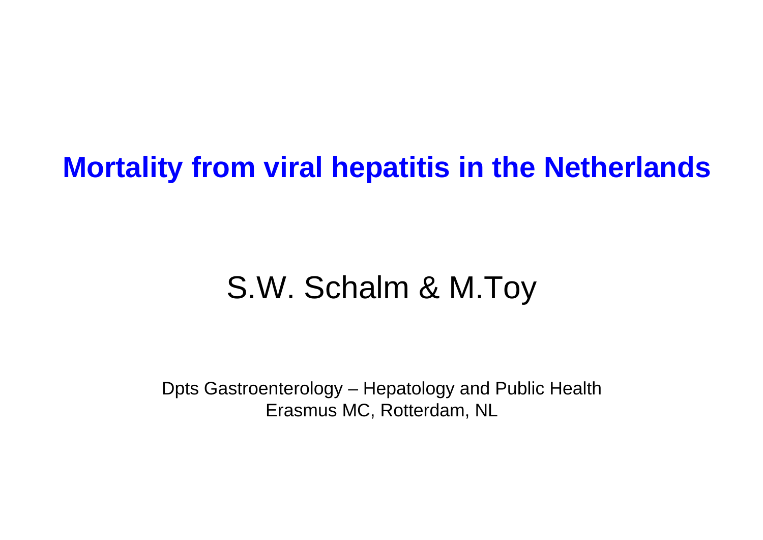# Mortality from viral hepatitis in the Netherlands

S.W. Schalm & M.Toy

Dpts Gastroenterology – Hepatology and Public Health
Erasmus MC, Rotterdam, NL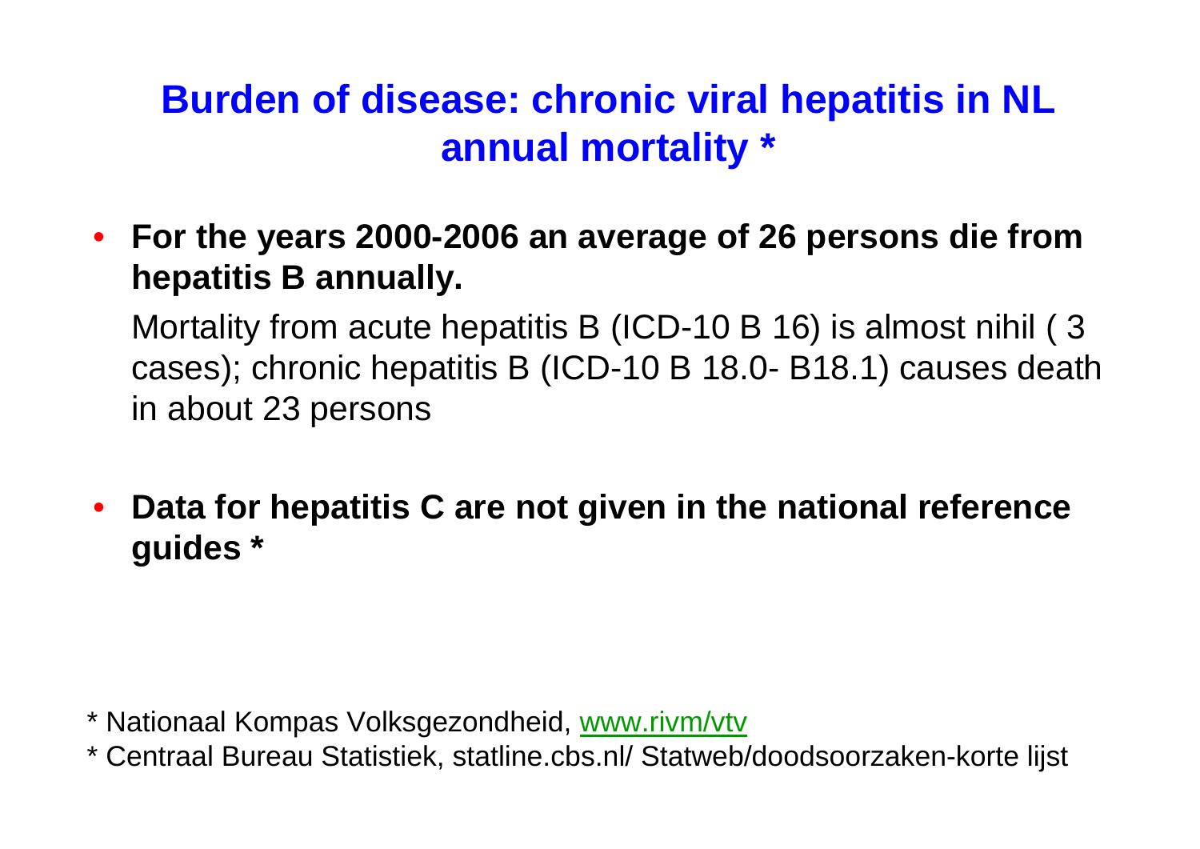# Burden of disease: chronic viral hepatitis in NL annual mortality *

- **For the years 2000-2006 an average of 26 persons die from hepatitis B annually.**

  Mortality from acute hepatitis B (ICD-10 B 16) is almost nihil ( 3 cases); chronic hepatitis B (ICD-10 B 18.0- B18.1) causes death in about 23 persons

- **Data for hepatitis C are not given in the national reference guides ***

\* Nationaal Kompas Volksgezondheid, www.rivm/vtv

\* Centraal Bureau Statistiek, statline.cbs.nl/ Statweb/doodsoorzaken-korte lijst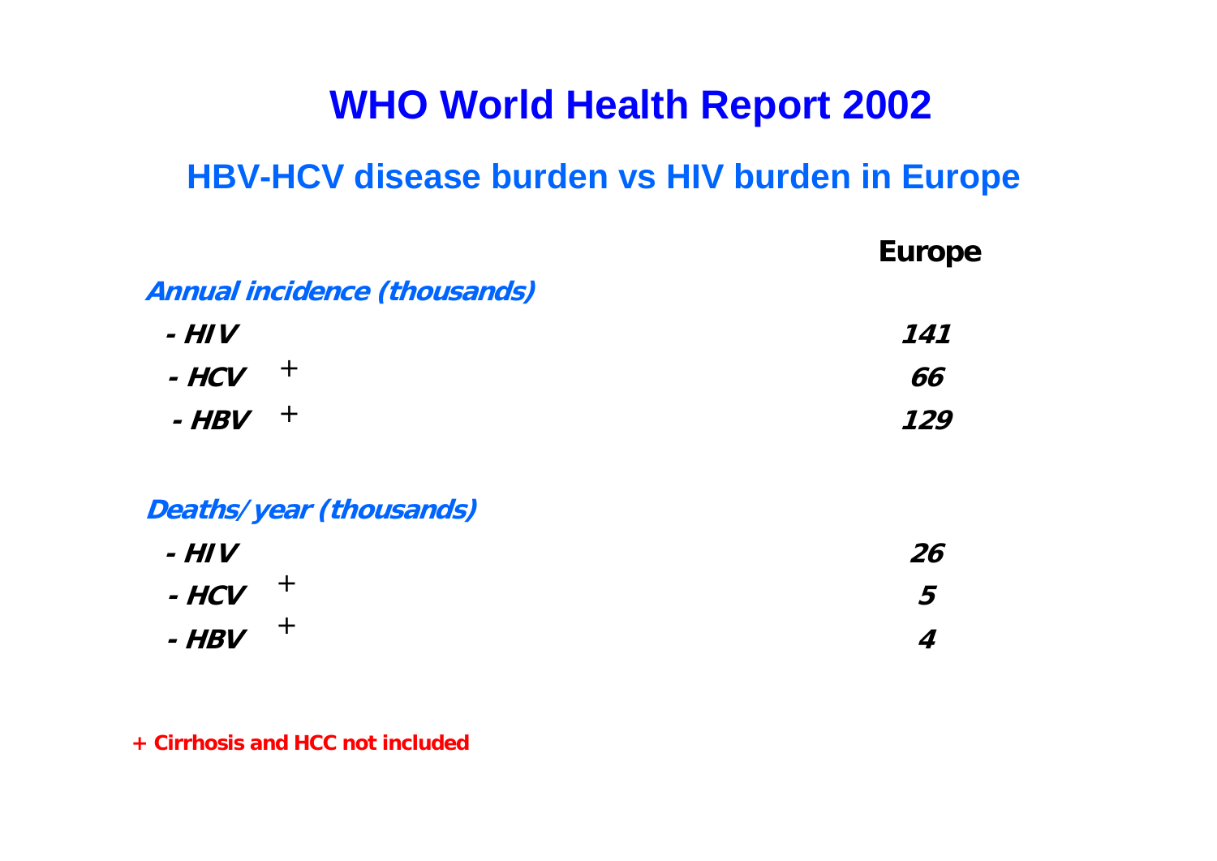# WHO World Health Report 2002

## HBV-HCV disease burden vs HIV burden in Europe

| | Europe |
|---|---|
| ***Annual incidence (thousands)*** | |
| ***- HIV*** | ***141*** |
| ***- HCV*** + | ***66*** |
| ***- HBV*** + | ***129*** |
| ***Deaths/year (thousands)*** | |
| ***- HIV*** | ***26*** |
| ***- HCV*** + | ***5*** |
| ***- HBV*** + | ***4*** |

**+ Cirrhosis and HCC not included**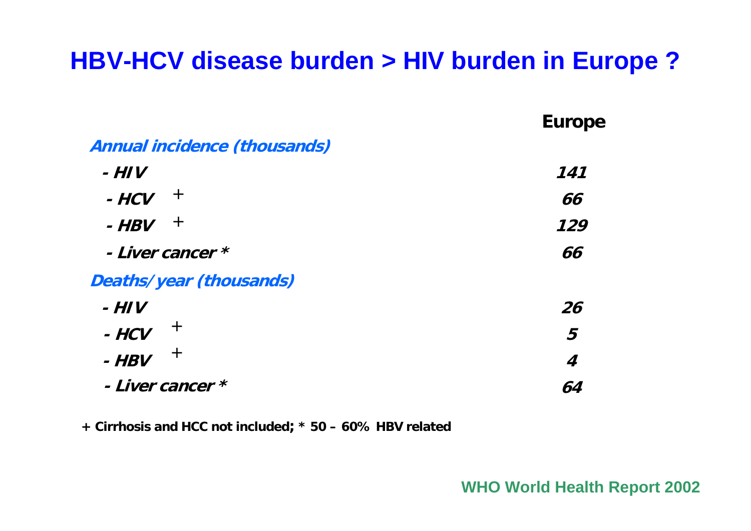# HBV-HCV disease burden > HIV burden in Europe ?

| | Europe |
|---|---|
| ***Annual incidence (thousands)*** | |
| ***- HIV*** | ***141*** |
| ***- HCV*** + | ***66*** |
| ***- HBV*** + | ***129*** |
| ***- Liver cancer **** | ***66*** |
| ***Deaths/year (thousands)*** | |
| ***- HIV*** | ***26*** |
| ***- HCV*** + | ***5*** |
| ***- HBV*** + | ***4*** |
| ***- Liver cancer **** | ***64*** |

**+ Cirrhosis and HCC not included; * 50 – 60% HBV related**

**WHO World Health Report 2002**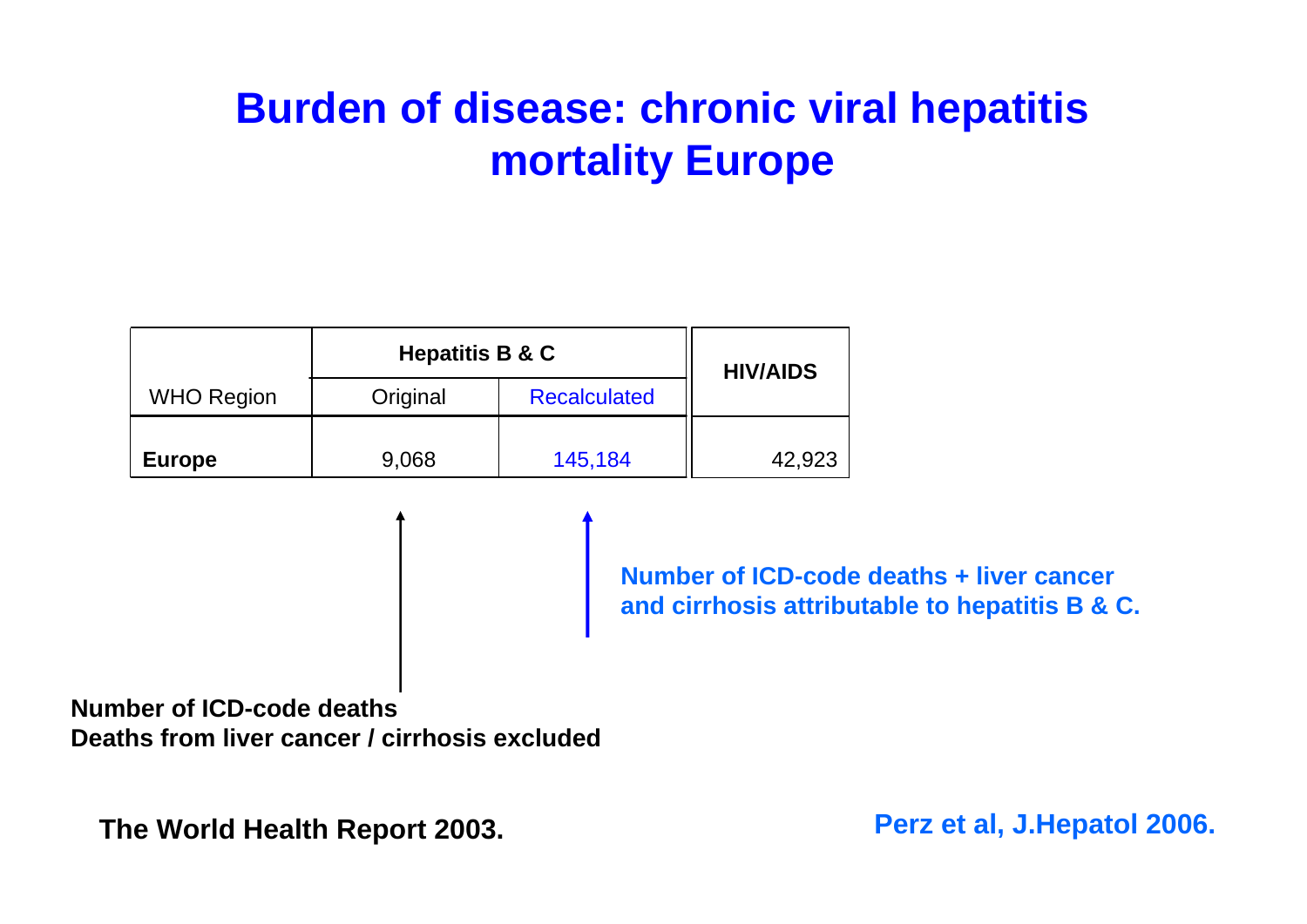# Burden of disease: chronic viral hepatitis mortality Europe

| WHO Region | Hepatitis B & C | | HIV/AIDS |
|---|---|---|---|
| | Original | Recalculated | |
| **Europe** | 9,068 | 145,184 | 42,923 |

**Number of ICD-code deaths + liver cancer and cirrhosis attributable to hepatitis B & C.**

**Number of ICD-code deaths**
**Deaths from liver cancer / cirrhosis excluded**

**The World Health Report 2003.**

**Perz et al, J.Hepatol 2006.**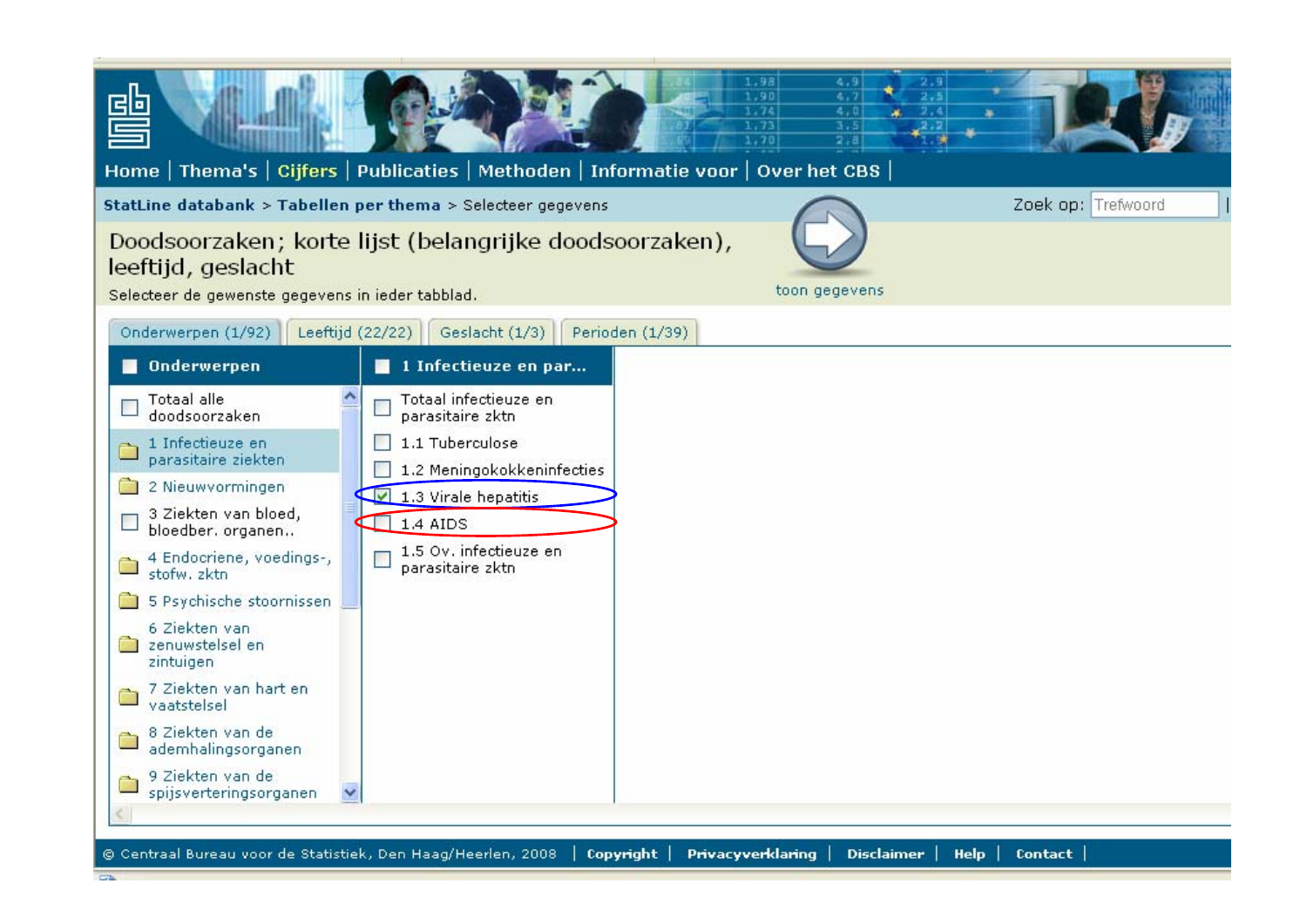Home | Thema's | Cijfers | Publicaties | Methoden | Informatie voor | Over het CBS |

StatLine databank > Tabellen per thema > Selecteer gegevens

Zoek op: Trefwoord

# Doodsoorzaken; korte lijst (belangrijke doodsoorzaken), leeftijd, geslacht

Selecteer de gewenste gegevens in ieder tabblad.

toon gegevens

Onderwerpen (1/92) | Leeftijd (22/22) | Geslacht (1/3) | Perioden (1/39)

**Onderwerpen**

- Totaal alle doodsoorzaken
- 1 Infectieuze en parasitaire ziekten
- 2 Nieuwvormingen
- 3 Ziekten van bloed, bloedber. organen..
- 4 Endocriene, voedings-, stofw. zktn
- 5 Psychische stoornissen
- 6 Ziekten van zenuwstelsel en zintuigen
- 7 Ziekten van hart en vaatstelsel
- 8 Ziekten van de ademhalingsorganen
- 9 Ziekten van de spijsverteringsorganen

**1 Infectieuze en par...**

- [ ] Totaal infectieuze en parasitaire zktn
- [ ] 1.1 Tuberculose
- [ ] 1.2 Meningokokkeninfecties
- [x] 1.3 Virale hepatitis
- [ ] 1.4 AIDS
- [ ] 1.5 Ov. infectieuze en parasitaire zktn

© Centraal Bureau voor de Statistiek, Den Haag/Heerlen, 2008 | Copyright | Privacyverklaring | Disclaimer | Help | Contact |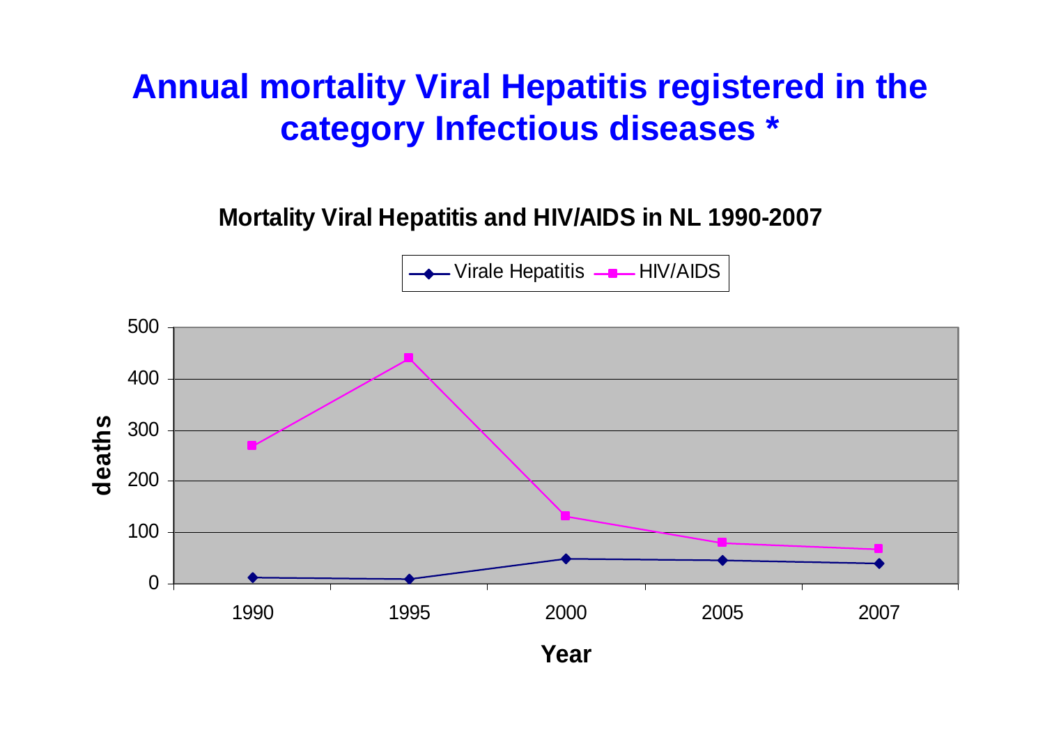# Annual mortality Viral Hepatitis registered in the category Infectious diseases *

**Mortality Viral Hepatitis and HIV/AIDS in NL 1990-2007**

Legend: Virale Hepatitis, HIV/AIDS

Y-axis: **deaths** (0, 100, 200, 300, 400, 500)

X-axis: **Year** (1990, 1995, 2000, 2005, 2007)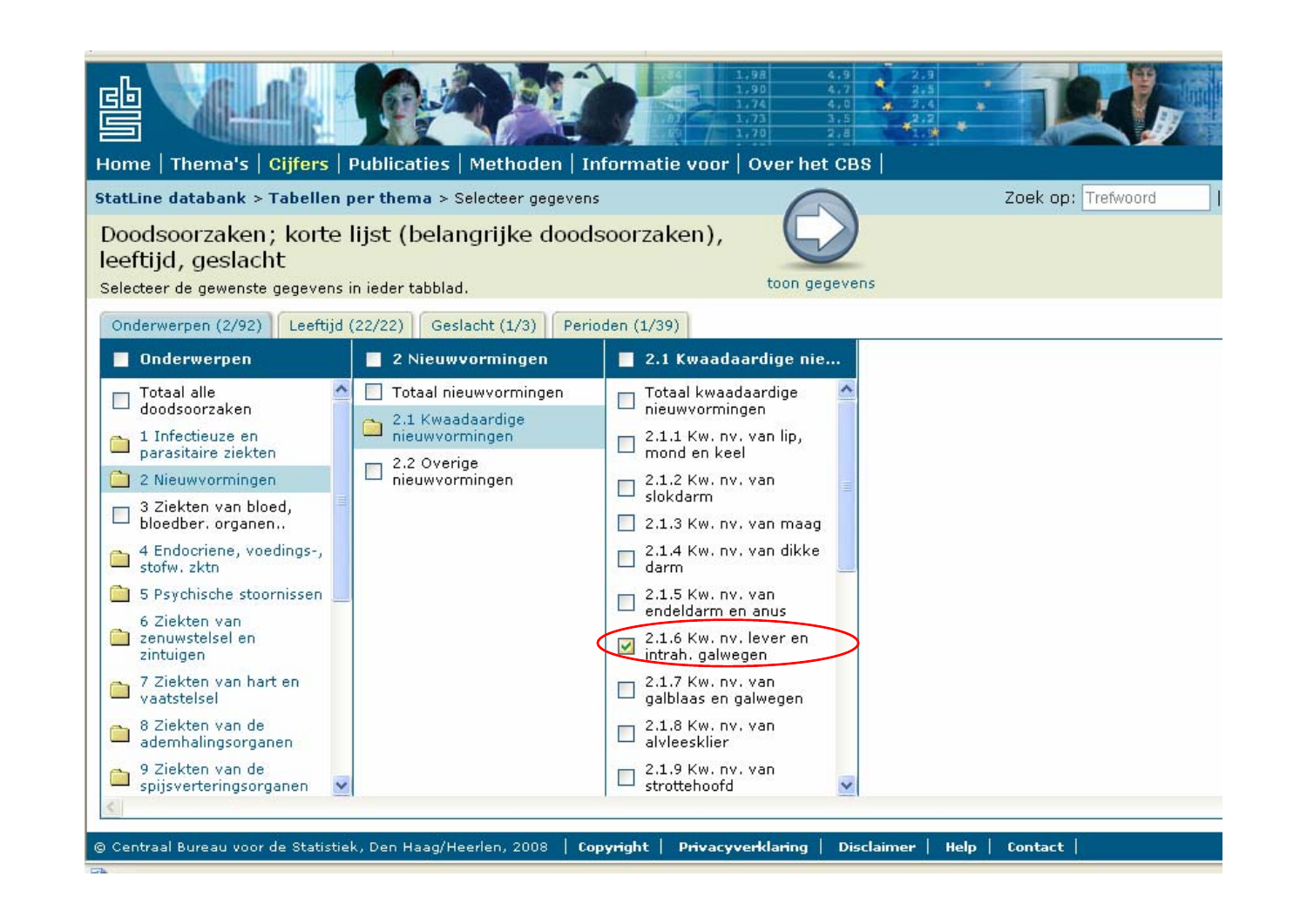Home | Thema's | Cijfers | Publicaties | Methoden | Informatie voor | Over het CBS |

StatLine databank > Tabellen per thema > Selecteer gegevens

Zoek op: Trefwoord

# Doodsoorzaken; korte lijst (belangrijke doodsoorzaken), leeftijd, geslacht

Selecteer de gewenste gegevens in ieder tabblad.

toon gegevens

Onderwerpen (2/92) | Leeftijd (22/22) | Geslacht (1/3) | Perioden (1/39)

| Onderwerpen | 2 Nieuwvormingen | 2.1 Kwaadaardige nie... |
|---|---|---|
| Totaal alle doodsoorzaken | Totaal nieuwvormingen | Totaal kwaadaardige nieuwvormingen |
| 1 Infectieuze en parasitaire ziekten | 2.1 Kwaadaardige nieuwvormingen | 2.1.1 Kw. nv. van lip, mond en keel |
| 2 Nieuwvormingen | 2.2 Overige nieuwvormingen | 2.1.2 Kw. nv. van slokdarm |
| 3 Ziekten van bloed, bloedber. organen.. | | 2.1.3 Kw. nv. van maag |
| 4 Endocriene, voedings-, stofw. zktn | | 2.1.4 Kw. nv. van dikke darm |
| 5 Psychische stoornissen | | 2.1.5 Kw. nv. van endeldarm en anus |
| 6 Ziekten van zenuwstelsel en zintuigen | | 2.1.6 Kw. nv. lever en intrah. galwegen |
| 7 Ziekten van hart en vaatstelsel | | 2.1.7 Kw. nv. van galblaas en galwegen |
| 8 Ziekten van de ademhalingsorganen | | 2.1.8 Kw. nv. van alvleesklier |
| 9 Ziekten van de spijsverteringsorganen | | 2.1.9 Kw. nv. van strottehoofd |

© Centraal Bureau voor de Statistiek, Den Haag/Heerlen, 2008 | Copyright | Privacyverklaring | Disclaimer | Help | Contact |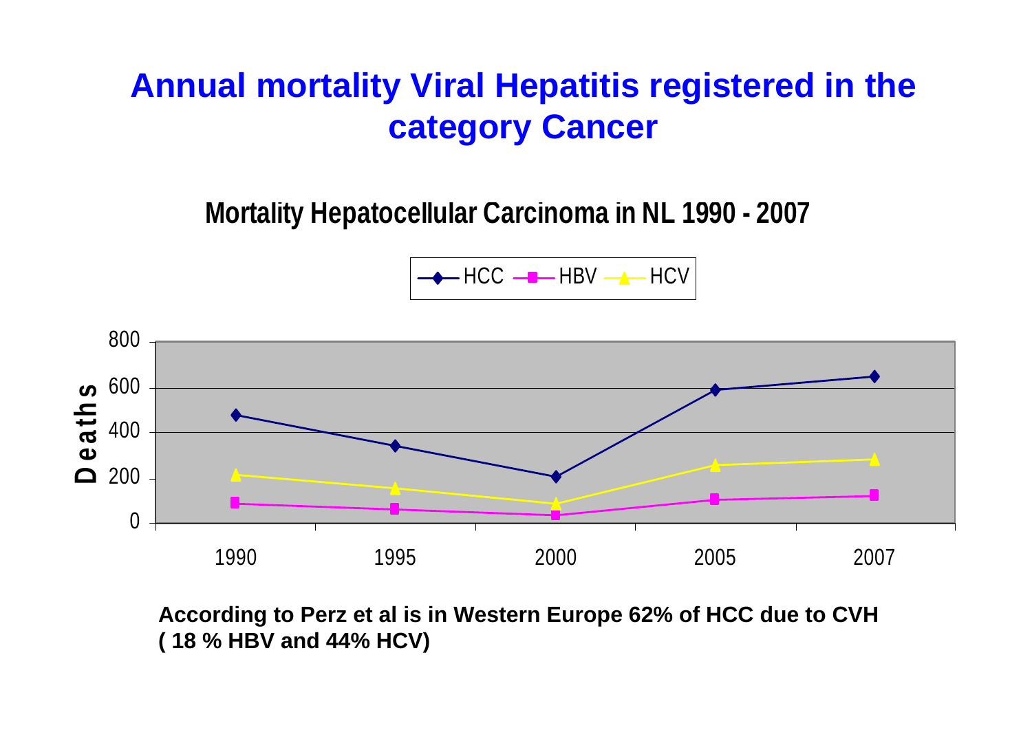# Annual mortality Viral Hepatitis registered in the category Cancer

## Mortality Hepatocellular Carcinoma in NL 1990 - 2007

HCC HBV HCV

Deaths

800
600
400
200
0

1990 1995 2000 2005 2007

**According to Perz et al is in Western Europe 62% of HCC due to CVH ( 18 % HBV and 44% HCV)**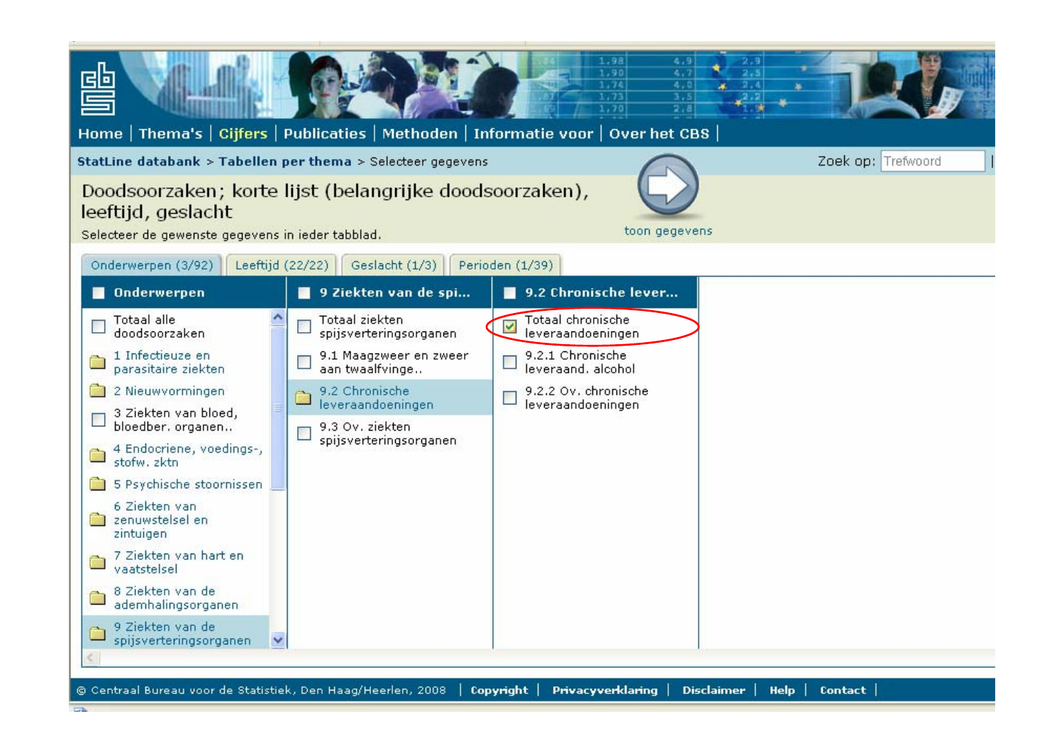Home | Thema's | Cijfers | Publicaties | Methoden | Informatie voor | Over het CBS |

StatLine databank > Tabellen per thema > Selecteer gegevens

Zoek op: Trefwoord

# Doodsoorzaken; korte lijst (belangrijke doodsoorzaken), leeftijd, geslacht

Selecteer de gewenste gegevens in ieder tabblad.

toon gegevens

Onderwerpen (3/92) | Leeftijd (22/22) | Geslacht (1/3) | Perioden (1/39)

| Onderwerpen | 9 Ziekten van de spi... | 9.2 Chronische lever... |
| --- | --- | --- |
| Totaal alle doodsoorzaken | Totaal ziekten spijsverteringsorganen | ☑ Totaal chronische leveraandoeningen |
| 1 Infectieuze en parasitaire ziekten | 9.1 Maagzweer en zweer aan twaalfvinge.. | 9.2.1 Chronische leveraand. alcohol |
| 2 Nieuwvormingen | 9.2 Chronische leveraandoeningen | 9.2.2 Ov. chronische leveraandoeningen |
| 3 Ziekten van bloed, bloedber. organen.. | 9.3 Ov. ziekten spijsverteringsorganen | |
| 4 Endocriene, voedings-, stofw. zktn | | |
| 5 Psychische stoornissen | | |
| 6 Ziekten van zenuwstelsel en zintuigen | | |
| 7 Ziekten van hart en vaatstelsel | | |
| 8 Ziekten van de ademhalingsorganen | | |
| 9 Ziekten van de spijsverteringsorganen | | |

© Centraal Bureau voor de Statistiek, Den Haag/Heerlen, 2008 | Copyright | Privacyverklaring | Disclaimer | Help | Contact |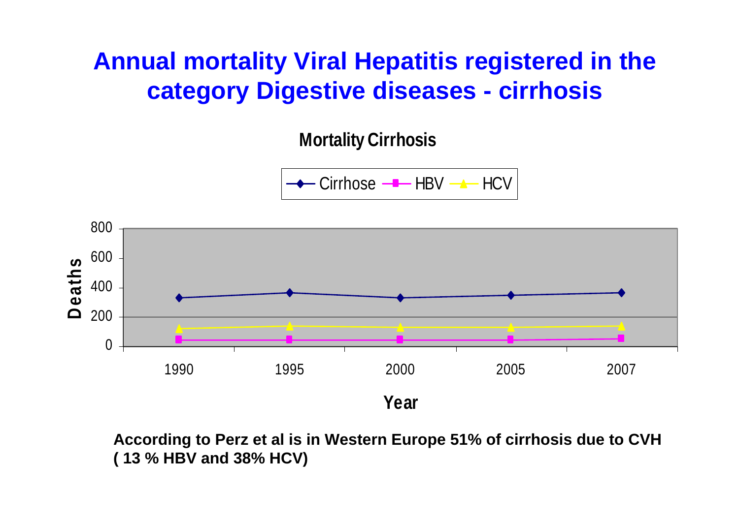# Annual mortality Viral Hepatitis registered in the category Digestive diseases - cirrhosis

**Mortality Cirrhosis**

Cirrhose — HBV — HCV

Deaths

800
600
400
200
0

1990 1995 2000 2005 2007

Year

**According to Perz et al is in Western Europe 51% of cirrhosis due to CVH ( 13 % HBV and 38% HCV)**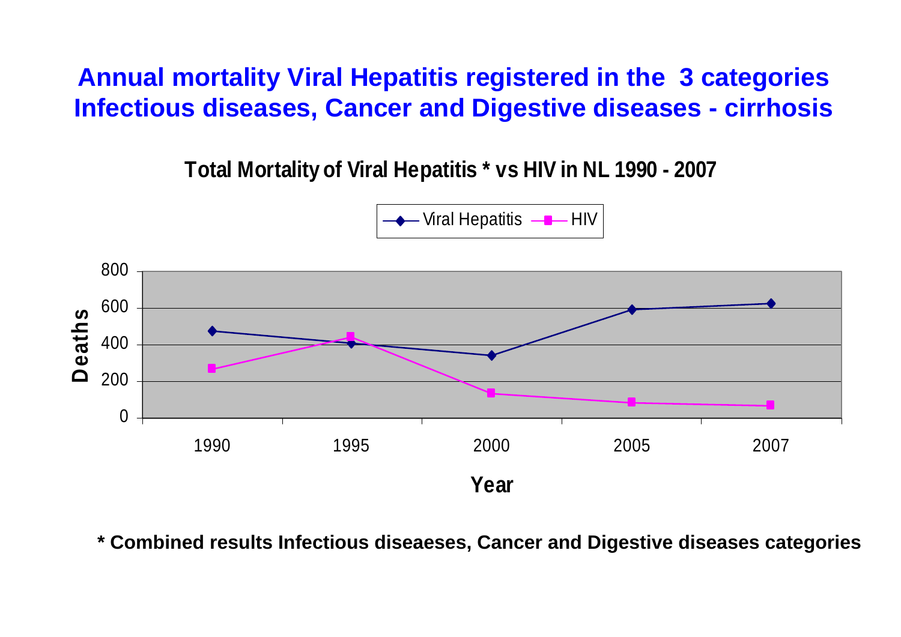# Annual mortality Viral Hepatitis registered in the 3 categories Infectious diseases, Cancer and Digestive diseases - cirrhosis

**Total Mortality of Viral Hepatitis * vs HIV in NL 1990 - 2007**

* Combined results Infectious diseaeses, Cancer and Digestive diseases categories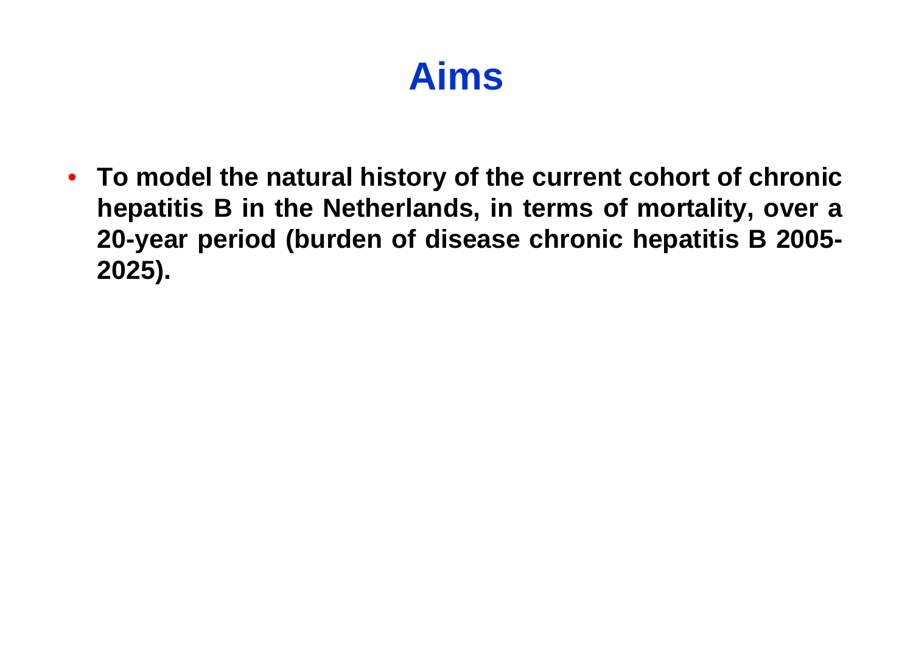# Aims

- **To model the natural history of the current cohort of chronic hepatitis B in the Netherlands, in terms of mortality, over a 20-year period (burden of disease chronic hepatitis B 2005-2025).**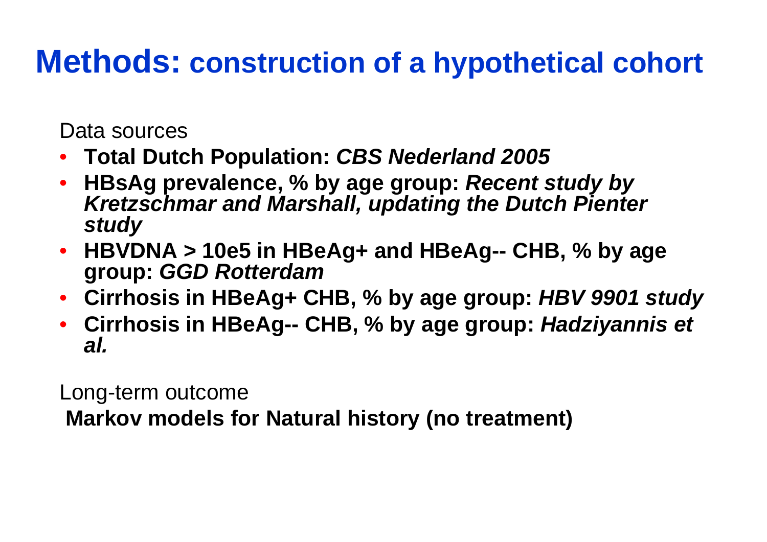# Methods: construction of a hypothetical cohort

Data sources

- **Total Dutch Population:** ***CBS Nederland 2005***
- **HBsAg prevalence, % by age group:** ***Recent study by Kretzschmar and Marshall, updating the Dutch Pienter study***
- **HBVDNA > 10e5 in HBeAg+ and HBeAg-- CHB, % by age group:** ***GGD Rotterdam***
- **Cirrhosis in HBeAg+ CHB, % by age group:** ***HBV 9901 study***
- **Cirrhosis in HBeAg-- CHB, % by age group:** ***Hadziyannis et al.***

Long-term outcome

**Markov models for Natural history (no treatment)**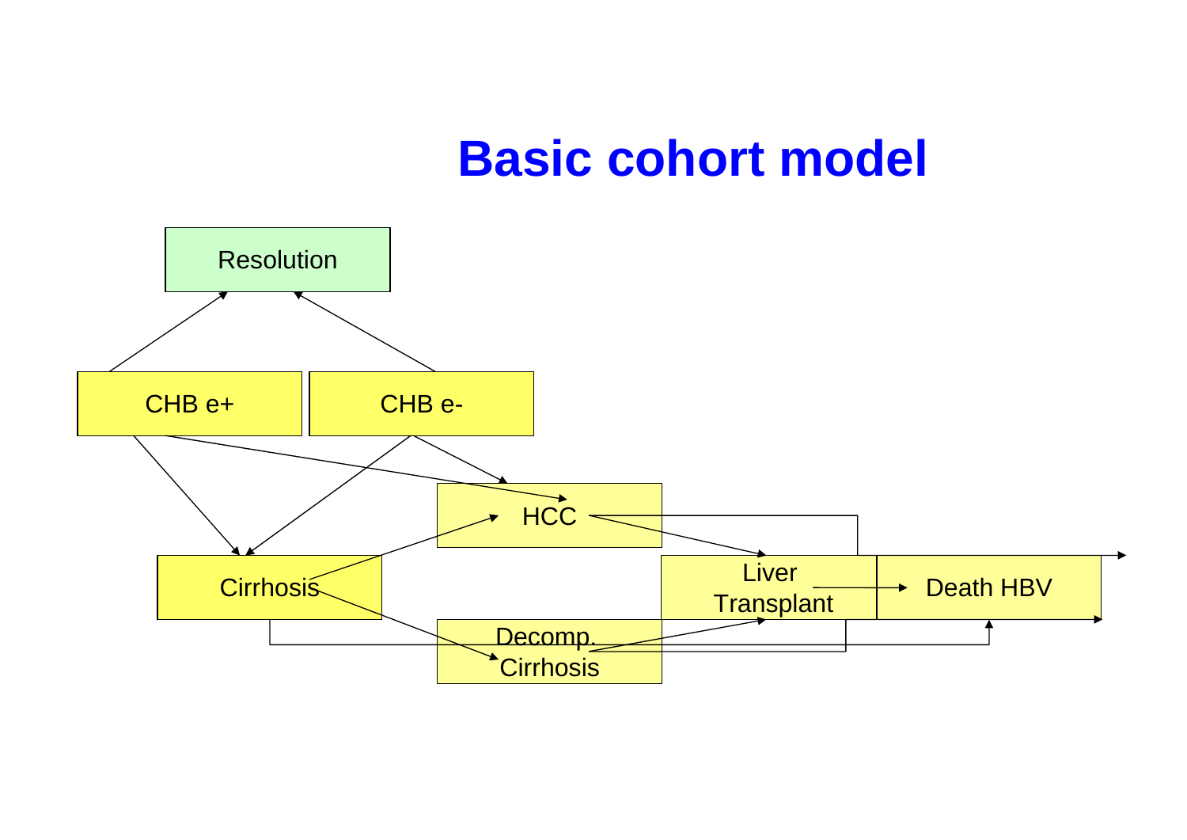# Basic cohort model

Resolution

CHB e+

CHB e-

HCC

Cirrhosis

Liver Transplant

Death HBV

Decomp. Cirrhosis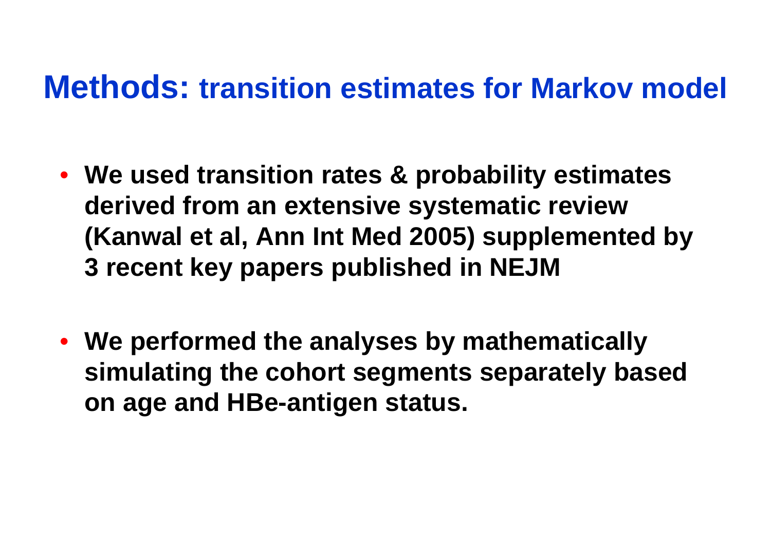# **Methods:** transition estimates for Markov model

- We used transition rates & probability estimates derived from an extensive systematic review (Kanwal et al, Ann Int Med 2005) supplemented by 3 recent key papers published in NEJM
- We performed the analyses by mathematically simulating the cohort segments separately based on age and HBe-antigen status.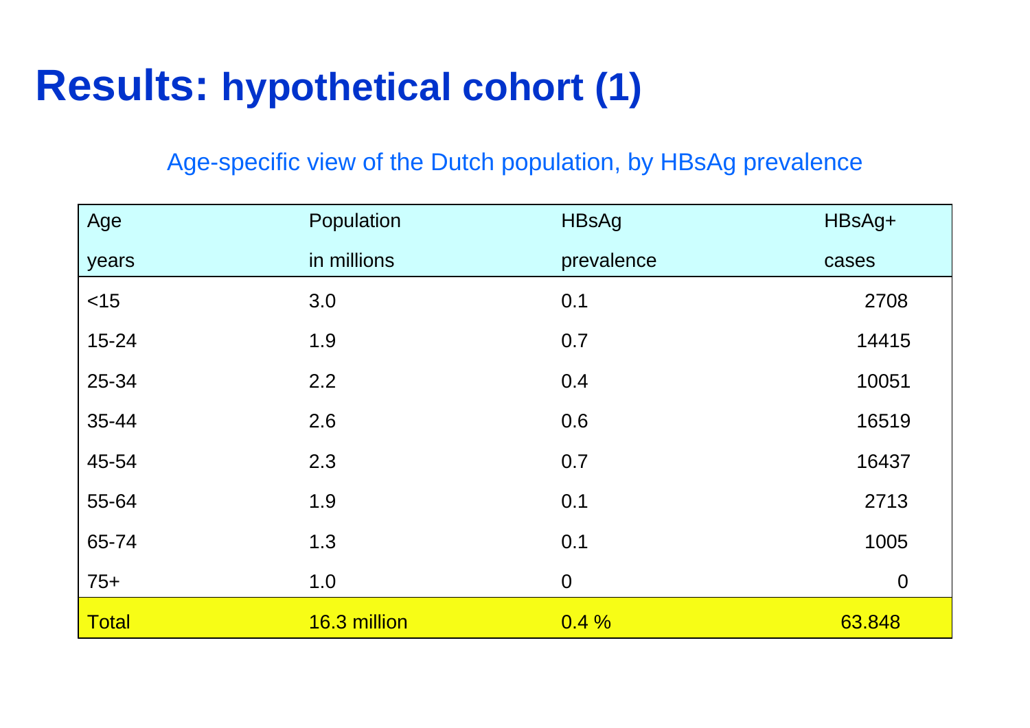# Results: hypothetical cohort (1)

Age-specific view of the Dutch population, by HBsAg prevalence

| Age years | Population in millions | HBsAg prevalence | HBsAg+ cases |
|---|---|---|---|
| <15 | 3.0 | 0.1 | 2708 |
| 15-24 | 1.9 | 0.7 | 14415 |
| 25-34 | 2.2 | 0.4 | 10051 |
| 35-44 | 2.6 | 0.6 | 16519 |
| 45-54 | 2.3 | 0.7 | 16437 |
| 55-64 | 1.9 | 0.1 | 2713 |
| 65-74 | 1.3 | 0.1 | 1005 |
| 75+ | 1.0 | 0 | 0 |
| Total | 16.3 million | 0.4 % | 63.848 |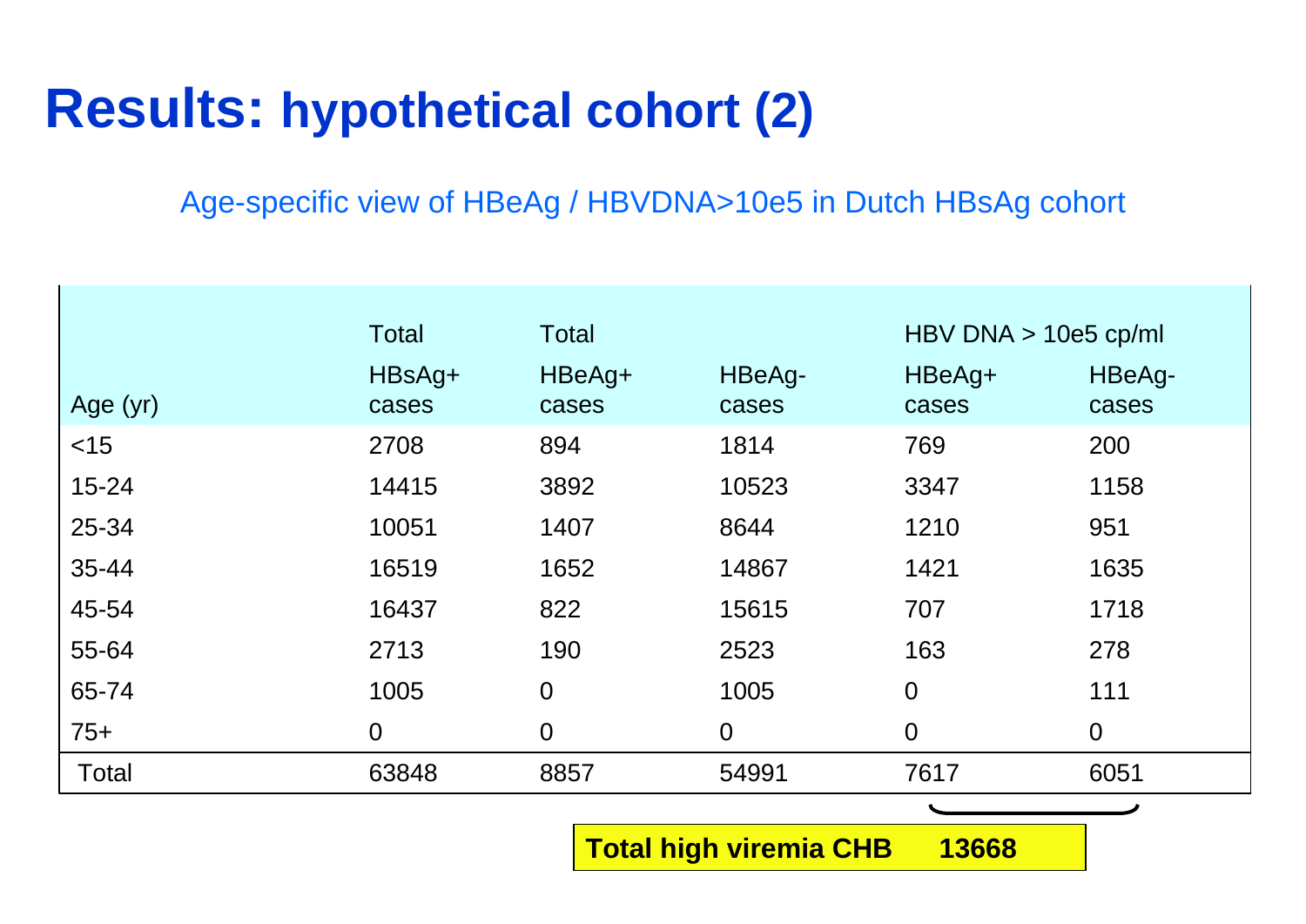# Results: hypothetical cohort (2)

Age-specific view of HBeAg / HBVDNA>10e5 in Dutch HBsAg cohort

| Age (yr) | Total HBsAg+ cases | Total HBeAg+ cases | HBeAg- cases | HBV DNA > 10e5 cp/ml HBeAg+ cases | HBeAg- cases |
|---|---|---|---|---|---|
| <15 | 2708 | 894 | 1814 | 769 | 200 |
| 15-24 | 14415 | 3892 | 10523 | 3347 | 1158 |
| 25-34 | 10051 | 1407 | 8644 | 1210 | 951 |
| 35-44 | 16519 | 1652 | 14867 | 1421 | 1635 |
| 45-54 | 16437 | 822 | 15615 | 707 | 1718 |
| 55-64 | 2713 | 190 | 2523 | 163 | 278 |
| 65-74 | 1005 | 0 | 1005 | 0 | 111 |
| 75+ | 0 | 0 | 0 | 0 | 0 |
| Total | 63848 | 8857 | 54991 | 7617 | 6051 |

**Total high viremia CHB 13668**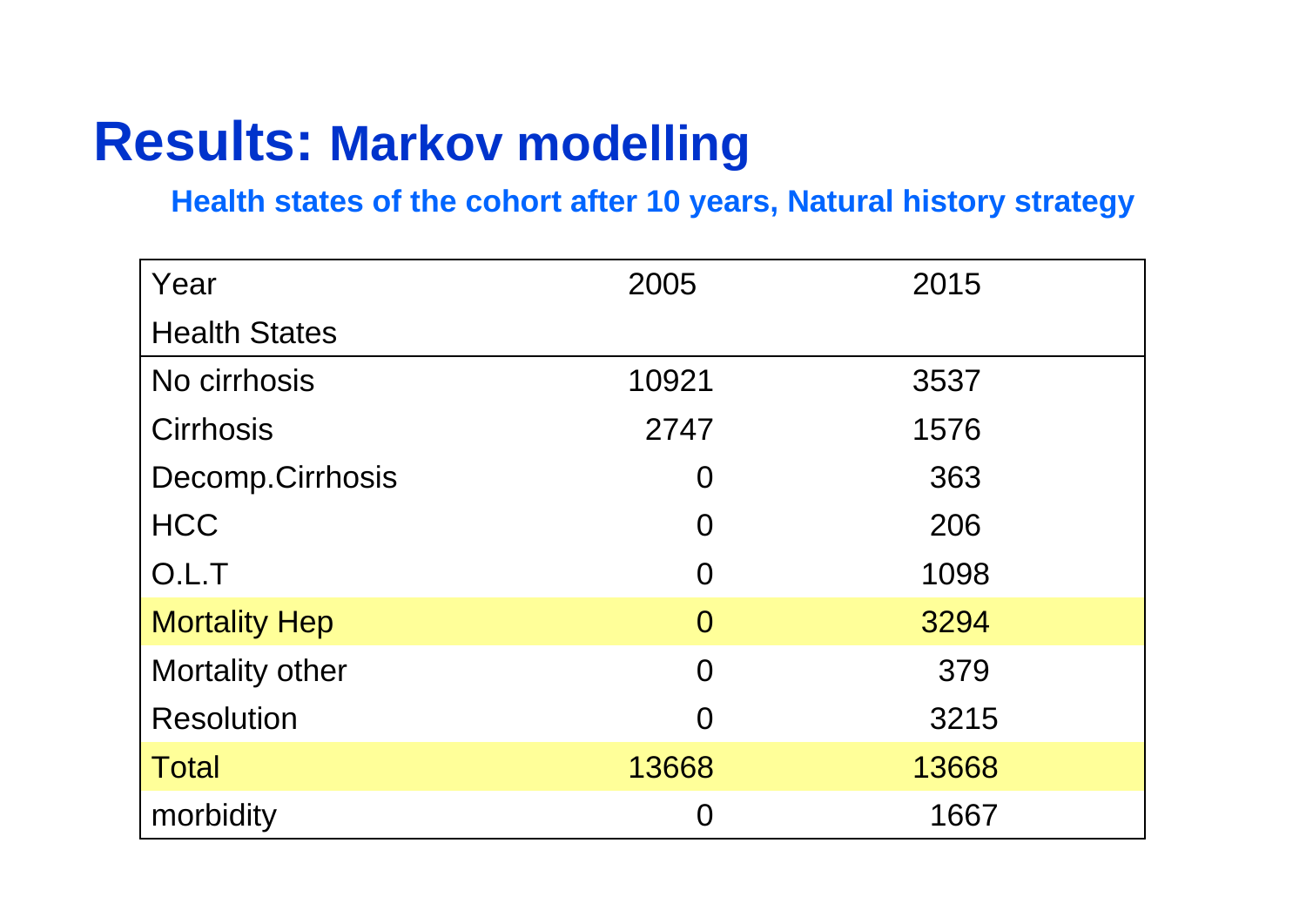# **Results:** Markov modelling

### Health states of the cohort after 10 years, Natural history strategy

| Year<br>Health States | 2005 | 2015 |
|---|---|---|
| No cirrhosis | 10921 | 3537 |
| Cirrhosis | 2747 | 1576 |
| Decomp.Cirrhosis | 0 | 363 |
| HCC | 0 | 206 |
| O.L.T | 0 | 1098 |
| Mortality Hep | 0 | 3294 |
| Mortality other | 0 | 379 |
| Resolution | 0 | 3215 |
| Total | 13668 | 13668 |
| morbidity | 0 | 1667 |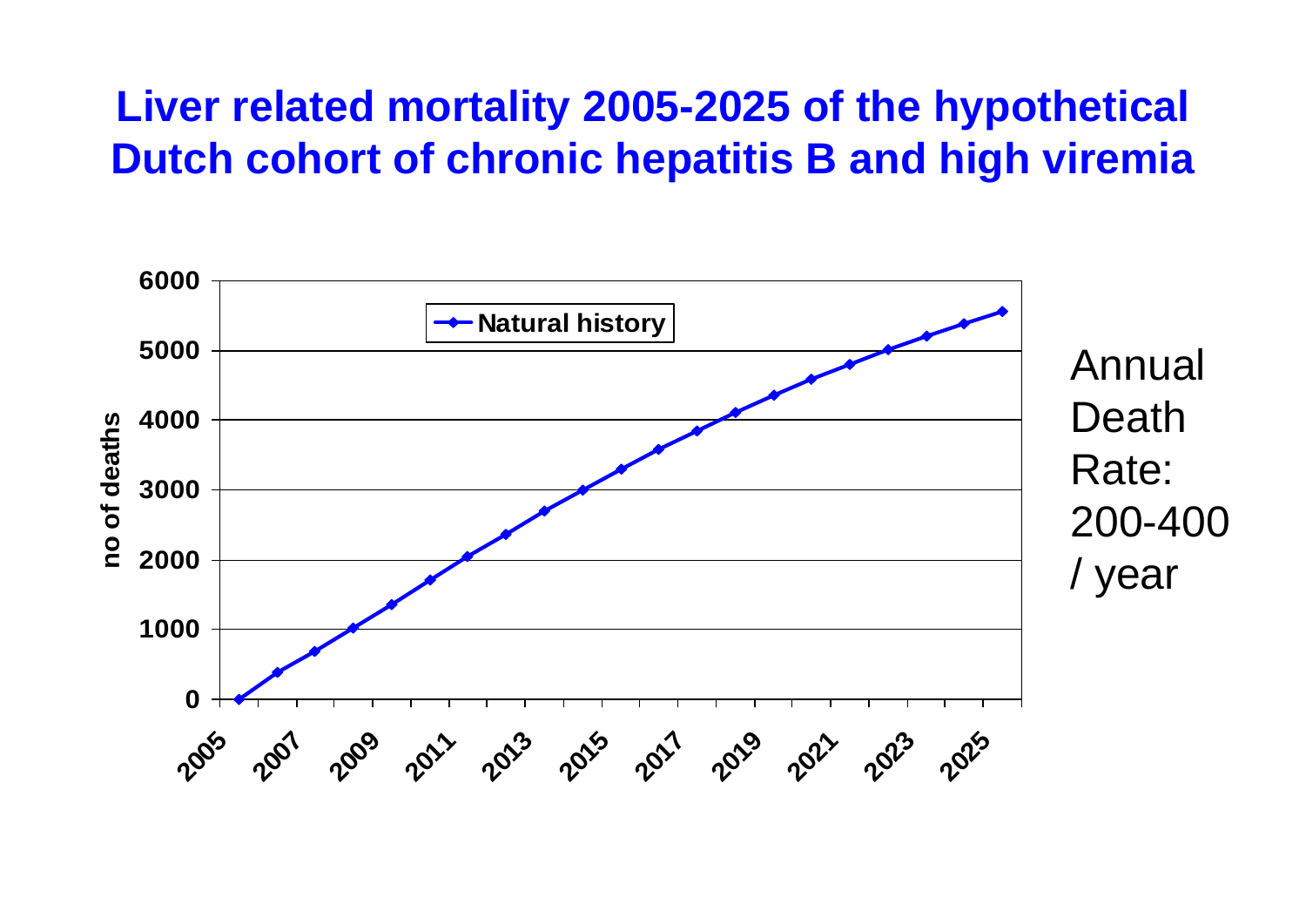# Liver related mortality 2005-2025 of the hypothetical Dutch cohort of chronic hepatitis B and high viremia

Annual Death Rate: 200-400 / year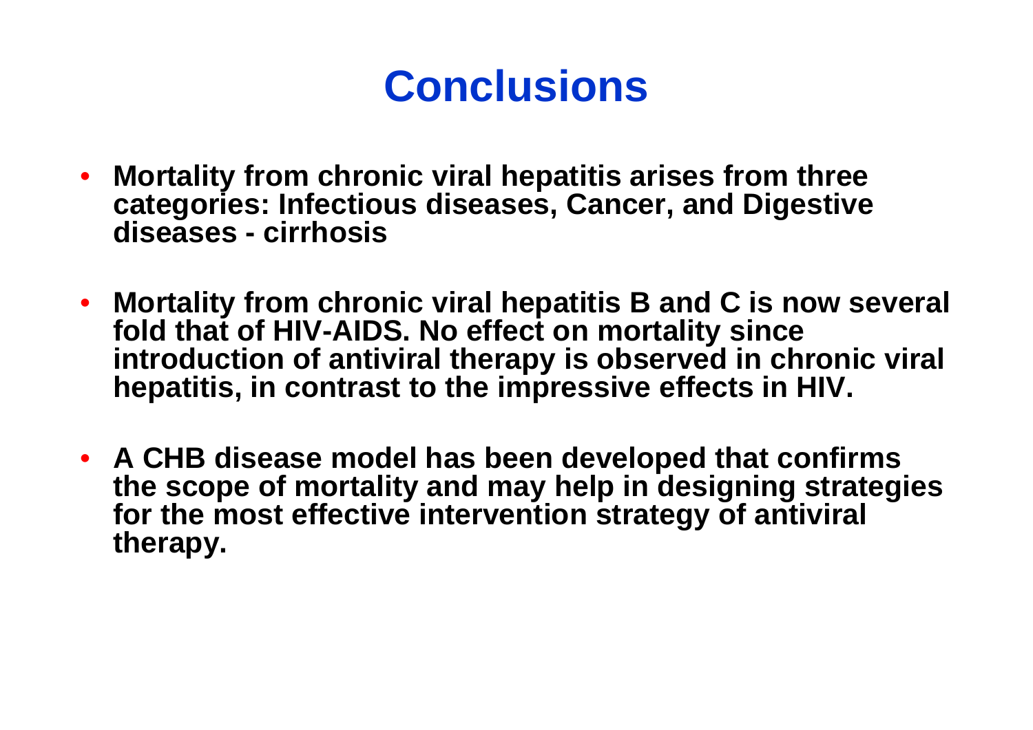# Conclusions

- **Mortality from chronic viral hepatitis arises from three categories: Infectious diseases, Cancer, and Digestive diseases - cirrhosis**
- **Mortality from chronic viral hepatitis B and C is now several fold that of HIV-AIDS. No effect on mortality since introduction of antiviral therapy is observed in chronic viral hepatitis, in contrast to the impressive effects in HIV.**
- **A CHB disease model has been developed that confirms the scope of mortality and may help in designing strategies for the most effective intervention strategy of antiviral therapy.**